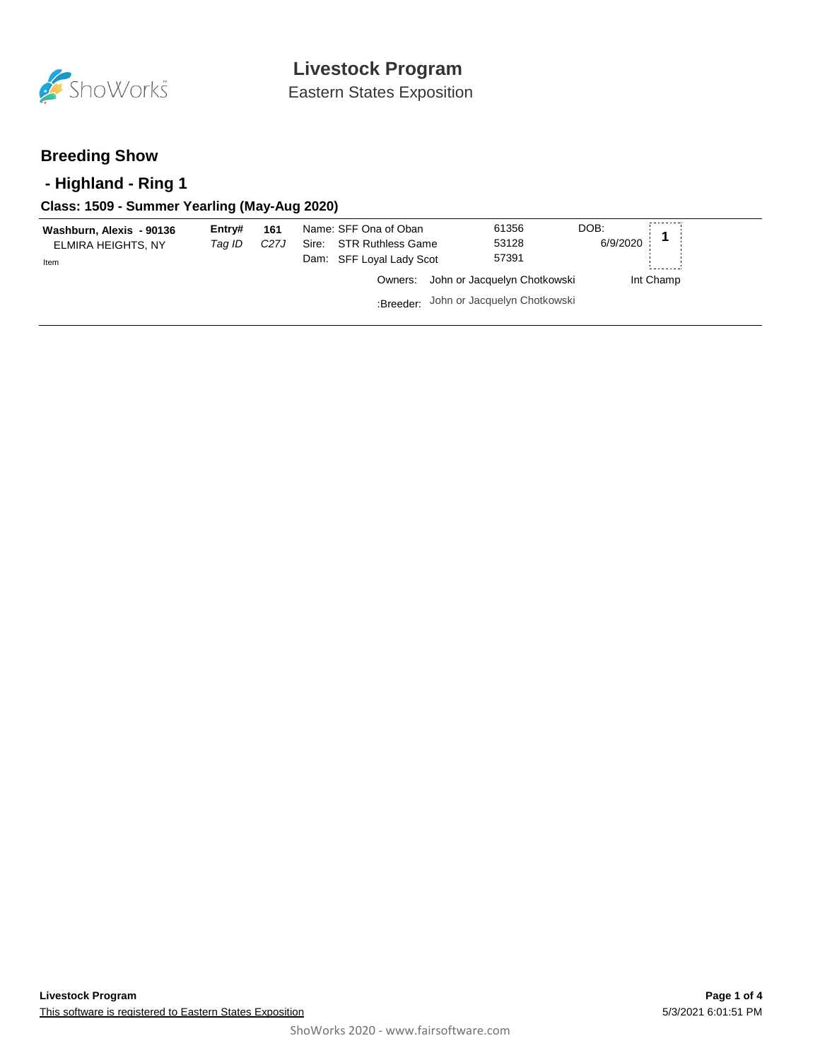# Livestock Program

Eastern States Exposition

## Breeding Show

### - Highland - Ring 1

#### Class: 1509 - Summer Yearling (May-Aug 2020)

| Exhibitor | | | Animal | Reg # | DOB | Place |
|---|---|---|---|---|---|---|
| **Washburn, Alexis - 90136** | **Entry#** | **161** | Name: SFF Ona of Oban | 61356 | DOB: 6/9/2020 | 1 |
| ELMIRA HEIGHTS, NY | *Tag ID* | *C27J* | Sire: STR Ruthless Game | 53128 | | |
| Item | | | Dam: SFF Loyal Lady Scot | 57391 | | |
| | | | Owners: John or Jacquelyn Chotkowski | | | Int Champ |
| | | | :Breeder: John or Jacquelyn Chotkowski | | | |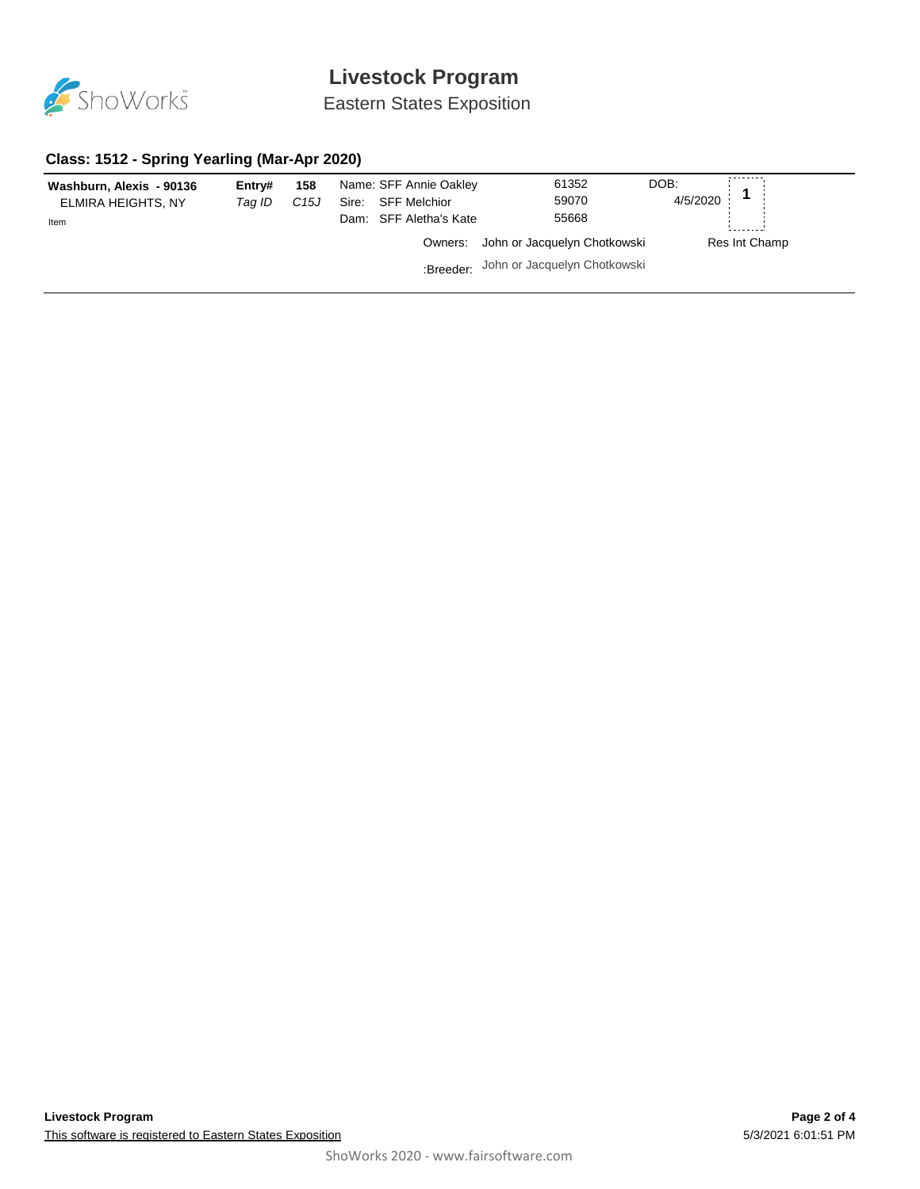# Livestock Program

Eastern States Exposition

## Class: 1512 - Spring Yearling (Mar-Apr 2020)

**Washburn, Alexis - 90136**
ELMIRA HEIGHTS, NY
Item

**Entry#** **158**
*Tag ID* *C15J*

Name: SFF Annie Oakley 61352
Sire: SFF Melchior 59070
Dam: SFF Aletha's Kate 55668

DOB: 4/5/2020

**1**

Owners: John or Jacquelyn Chotkowski

Res Int Champ

:Breeder: John or Jacquelyn Chotkowski

**Livestock Program**

This software is registered to Eastern States Exposition

5/3/2021 6:01:51 PM

ShoWorks 2020 - www.fairsoftware.com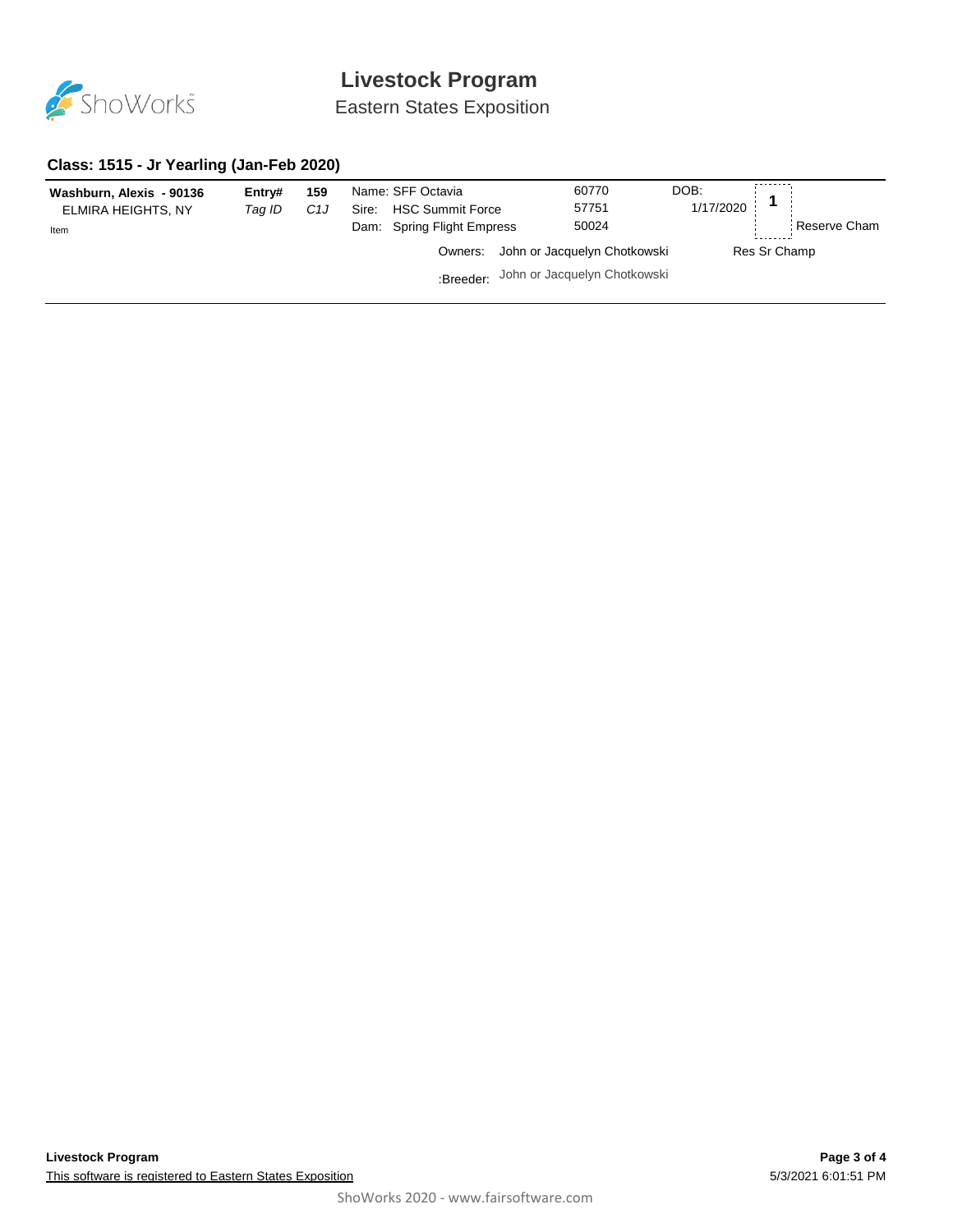# Livestock Program

Eastern States Exposition

## Class: 1515 - Jr Yearling (Jan-Feb 2020)

| Exhibitor | | | Animal | Reg # | DOB | Place |
|---|---|---|---|---|---|---|
| **Washburn, Alexis - 90136** | **Entry#** | **159** | Name: SFF Octavia | 60770 | DOB: | **1** |
| ELMIRA HEIGHTS, NY | *Tag ID* | *C1J* | Sire: HSC Summit Force | 57751 | 1/17/2020 | |
| Item | | | Dam: Spring Flight Empress | 50024 | | Reserve Cham |
| | | | Owners: John or Jacquelyn Chotkowski | | | Res Sr Champ |
| | | | :Breeder: John or Jacquelyn Chotkowski | | | |

Livestock Program

This software is registered to Eastern States Exposition

5/3/2021 6:01:51 PM

ShoWorks 2020 - www.fairsoftware.com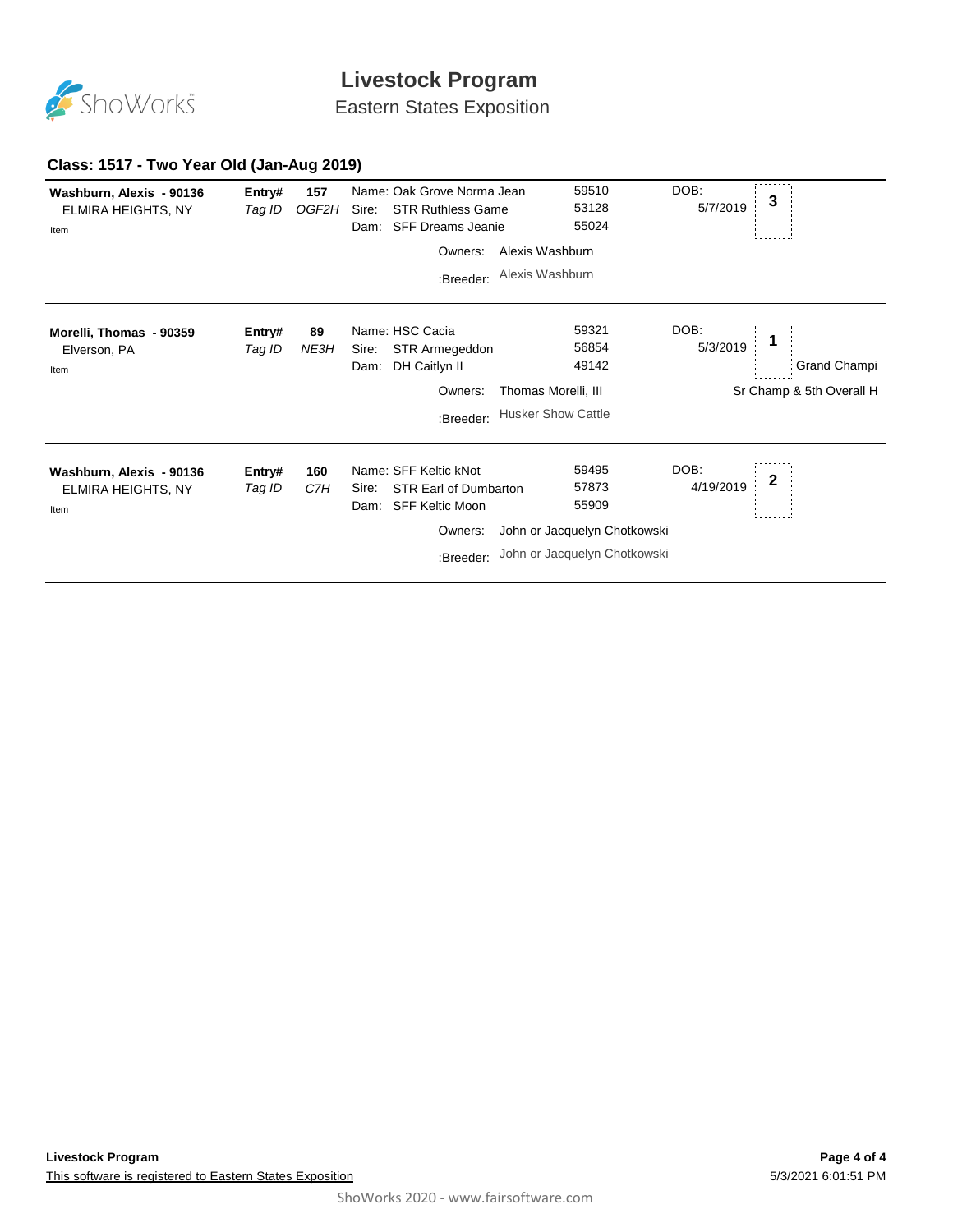# Livestock Program

Eastern States Exposition

### Class: 1517 - Two Year Old (Jan-Aug 2019)

**Washburn, Alexis - 90136**
ELMIRA HEIGHTS, NY
Item

**Entry#** 157
*Tag ID* *OGF2H*

Name: Oak Grove Norma Jean 59510
Sire: STR Ruthless Game 53128
Dam: SFF Dreams Jeanie 55024

Owners: Alexis Washburn
:Breeder: Alexis Washburn

DOB: 5/7/2019

**3**

---

**Morelli, Thomas - 90359**
Elverson, PA
Item

**Entry#** 89
*Tag ID* *NE3H*

Name: HSC Cacia 59321
Sire: STR Armegeddon 56854
Dam: DH Caitlyn II 49142

Owners: Thomas Morelli, III
:Breeder: Husker Show Cattle

DOB: 5/3/2019

**1**

Grand Champi
Sr Champ & 5th Overall H

---

**Washburn, Alexis - 90136**
ELMIRA HEIGHTS, NY
Item

**Entry#** 160
*Tag ID* *C7H*

Name: SFF Keltic kNot 59495
Sire: STR Earl of Dumbarton 57873
Dam: SFF Keltic Moon 55909

Owners: John or Jacquelyn Chotkowski
:Breeder: John or Jacquelyn Chotkowski

DOB: 4/19/2019

**2**